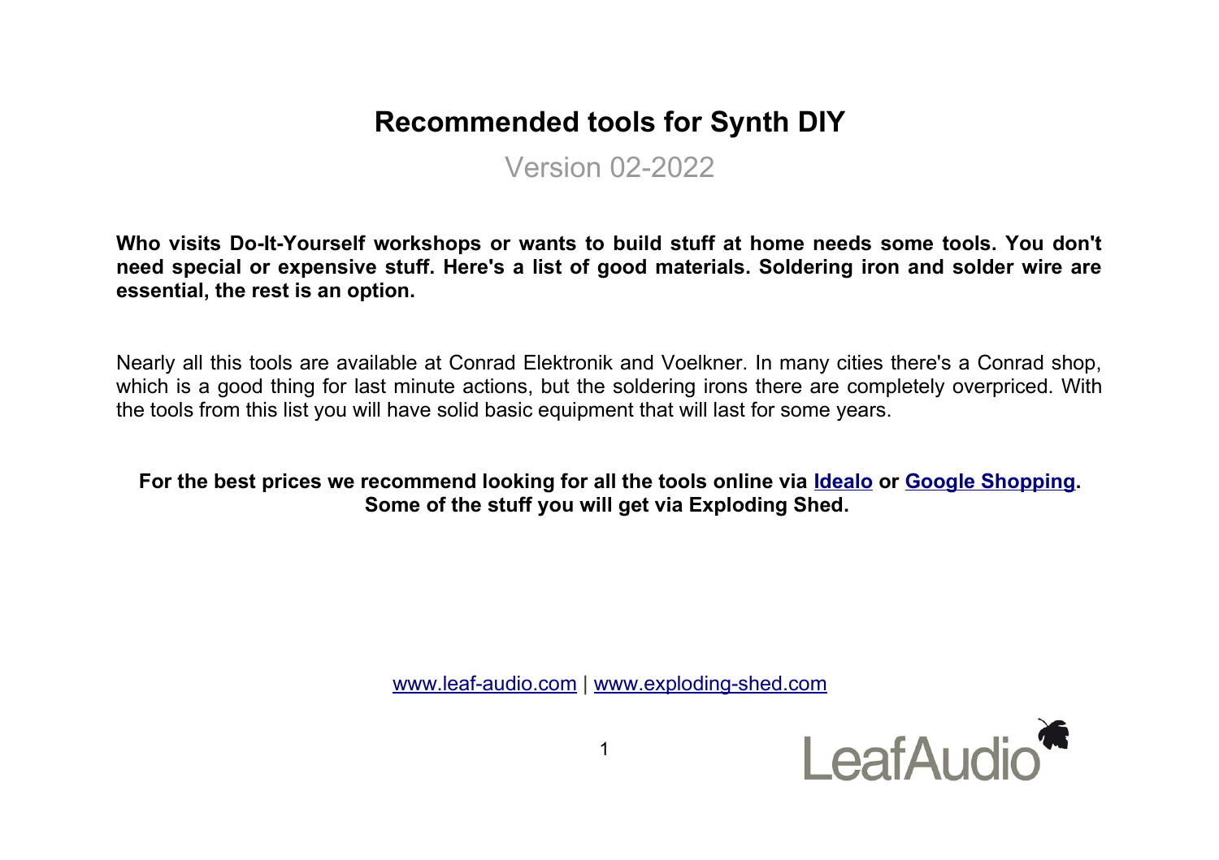# Recommended tools for Synth DIY

Version 02-2022

**Who visits Do-It-Yourself workshops or wants to build stuff at home needs some tools. You don't need special or expensive stuff. Here's a list of good materials. Soldering iron and solder wire are essential, the rest is an option.**

Nearly all this tools are available at Conrad Elektronik and Voelkner. In many cities there's a Conrad shop, which is a good thing for last minute actions, but the soldering irons there are completely overpriced. With the tools from this list you will have solid basic equipment that will last for some years.

**For the best prices we recommend looking for all the tools online via Idealo or Google Shopping. Some of the stuff you will get via Exploding Shed.**

www.leaf-audio.com | www.exploding-shed.com

LeafAudio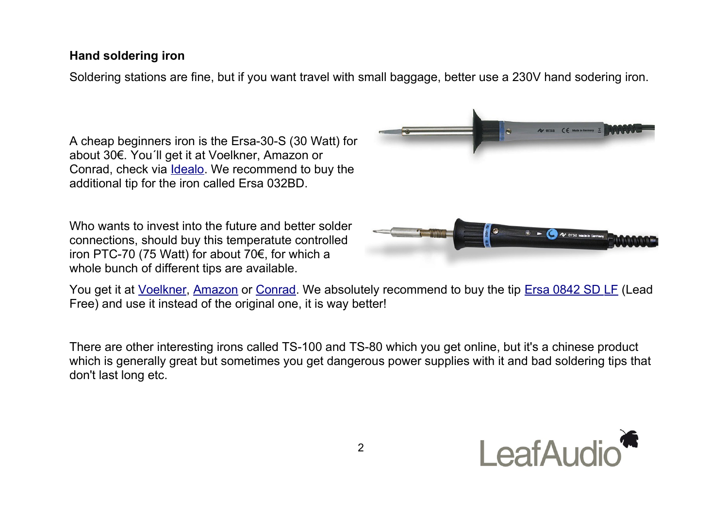**Hand soldering iron**

Soldering stations are fine, but if you want travel with small baggage, better use a 230V hand sodering iron.

A cheap beginners iron is the Ersa-30-S (30 Watt) for about 30€. You´ll get it at Voelkner, Amazon or Conrad, check via Idealo. We recommend to buy the additional tip for the iron called Ersa 032BD.

Who wants to invest into the future and better solder connections, should buy this temperatute controlled iron PTC-70 (75 Watt) for about 70€, for which a whole bunch of different tips are available.

You get it at Voelkner, Amazon or Conrad. We absolutely recommend to buy the tip Ersa 0842 SD LF (Lead Free) and use it instead of the original one, it is way better!

There are other interesting irons called TS-100 and TS-80 which you get online, but it's a chinese product which is generally great but sometimes you get dangerous power supplies with it and bad soldering tips that don't last long etc.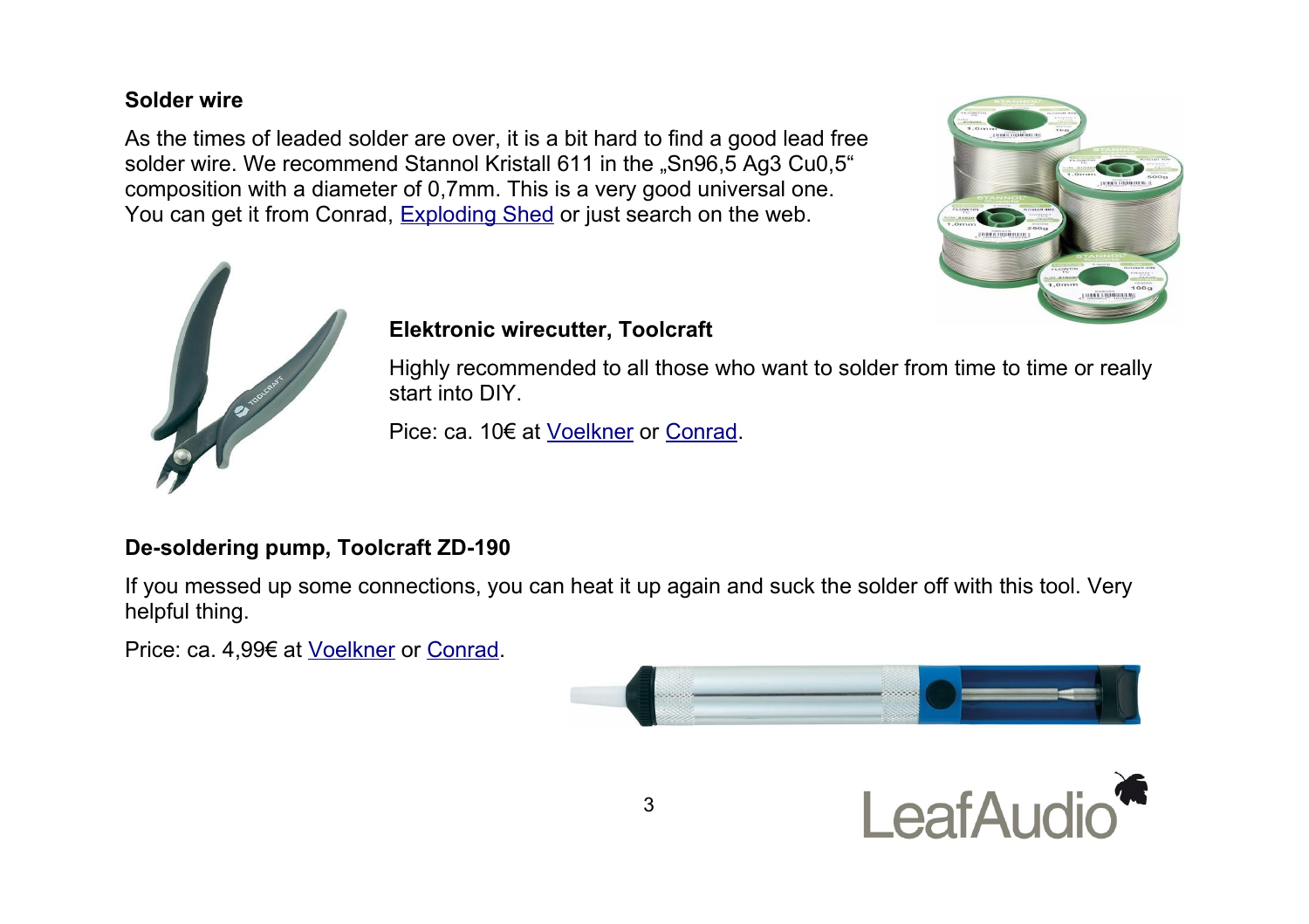### Solder wire

As the times of leaded solder are over, it is a bit hard to find a good lead free solder wire. We recommend Stannol Kristall 611 in the „Sn96,5 Ag3 Cu0,5“ composition with a diameter of 0,7mm. This is a very good universal one. You can get it from Conrad, Exploding Shed or just search on the web.

### Elektronic wirecutter, Toolcraft

Highly recommended to all those who want to solder from time to time or really start into DIY.

Pice: ca. 10€ at Voelkner or Conrad.

### De-soldering pump, Toolcraft ZD-190

If you messed up some connections, you can heat it up again and suck the solder off with this tool. Very helpful thing.

Price: ca. 4,99€ at Voelkner or Conrad.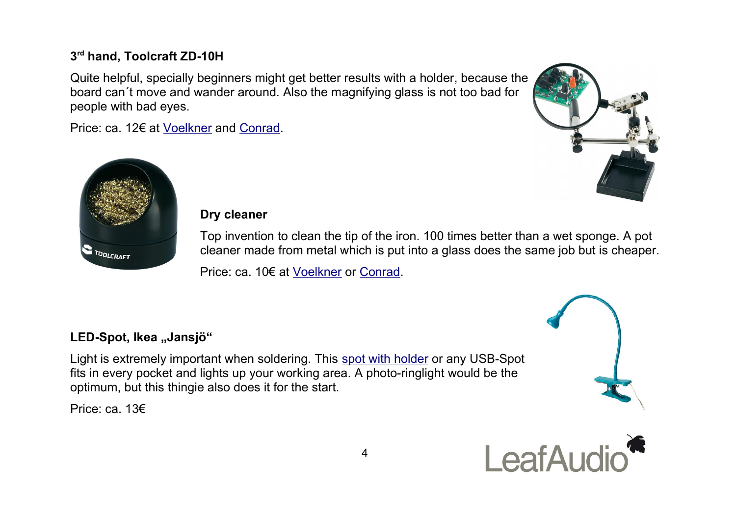### 3rd hand, Toolcraft ZD-10H

Quite helpful, specially beginners might get better results with a holder, because the board can´t move and wander around. Also the magnifying glass is not too bad for people with bad eyes.

Price: ca. 12€ at Voelkner and Conrad.

### Dry cleaner

Top invention to clean the tip of the iron. 100 times better than a wet sponge. A pot cleaner made from metal which is put into a glass does the same job but is cheaper.

Price: ca. 10€ at Voelkner or Conrad.

### LED-Spot, Ikea „Jansjö“

Light is extremely important when soldering. This spot with holder or any USB-Spot fits in every pocket and lights up your working area. A photo-ringlight would be the optimum, but this thingie also does it for the start.

Price: ca. 13€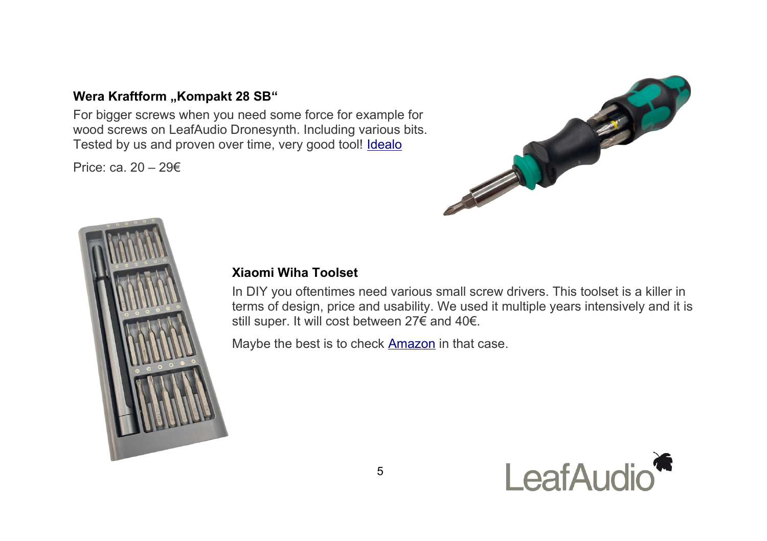### Wera Kraftform „Kompakt 28 SB“

For bigger screws when you need some force for example for wood screws on LeafAudio Dronesynth. Including various bits. Tested by us and proven over time, very good tool! Idealo

Price: ca. 20 – 29€

### Xiaomi Wiha Toolset

In DIY you oftentimes need various small screw drivers. This toolset is a killer in terms of design, price and usability. We used it multiple years intensively and it is still super. It will cost between 27€ and 40€.

Maybe the best is to check Amazon in that case.